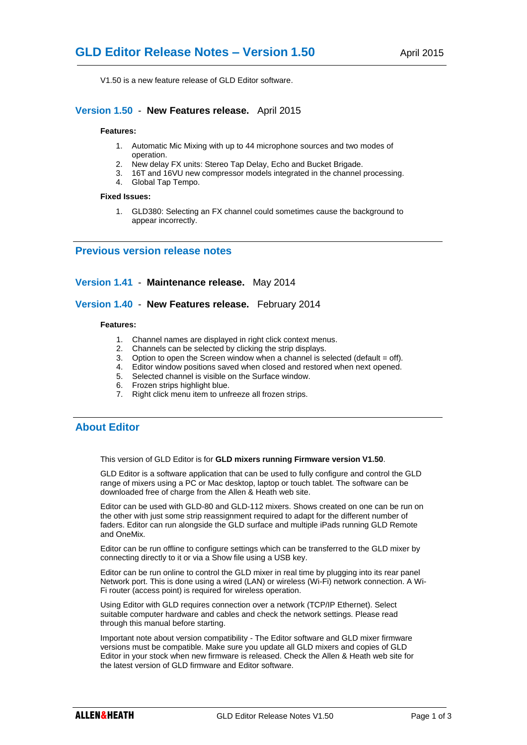# GLD Editor Release Notes – Version 1.50

April 2015

V1.50 is a new feature release of GLD Editor software.

## Version 1.50 - **New Features release.** April 2015

**Features:**

1. Automatic Mic Mixing with up to 44 microphone sources and two modes of operation.
2. New delay FX units: Stereo Tap Delay, Echo and Bucket Brigade.
3. 16T and 16VU new compressor models integrated in the channel processing.
4. Global Tap Tempo.

**Fixed Issues:**

1. GLD380: Selecting an FX channel could sometimes cause the background to appear incorrectly.

## Previous version release notes

## Version 1.41 - **Maintenance release.** May 2014

## Version 1.40 - **New Features release.** February 2014

**Features:**

1. Channel names are displayed in right click context menus.
2. Channels can be selected by clicking the strip displays.
3. Option to open the Screen window when a channel is selected (default = off).
4. Editor window positions saved when closed and restored when next opened.
5. Selected channel is visible on the Surface window.
6. Frozen strips highlight blue.
7. Right click menu item to unfreeze all frozen strips.

## About Editor

This version of GLD Editor is for **GLD mixers running Firmware version V1.50**.

GLD Editor is a software application that can be used to fully configure and control the GLD range of mixers using a PC or Mac desktop, laptop or touch tablet. The software can be downloaded free of charge from the Allen & Heath web site.

Editor can be used with GLD-80 and GLD-112 mixers. Shows created on one can be run on the other with just some strip reassignment required to adapt for the different number of faders. Editor can run alongside the GLD surface and multiple iPads running GLD Remote and OneMix.

Editor can be run offline to configure settings which can be transferred to the GLD mixer by connecting directly to it or via a Show file using a USB key.

Editor can be run online to control the GLD mixer in real time by plugging into its rear panel Network port. This is done using a wired (LAN) or wireless (Wi-Fi) network connection. A Wi-Fi router (access point) is required for wireless operation.

Using Editor with GLD requires connection over a network (TCP/IP Ethernet). Select suitable computer hardware and cables and check the network settings. Please read through this manual before starting.

Important note about version compatibility - The Editor software and GLD mixer firmware versions must be compatible. Make sure you update all GLD mixers and copies of GLD Editor in your stock when new firmware is released. Check the Allen & Heath web site for the latest version of GLD firmware and Editor software.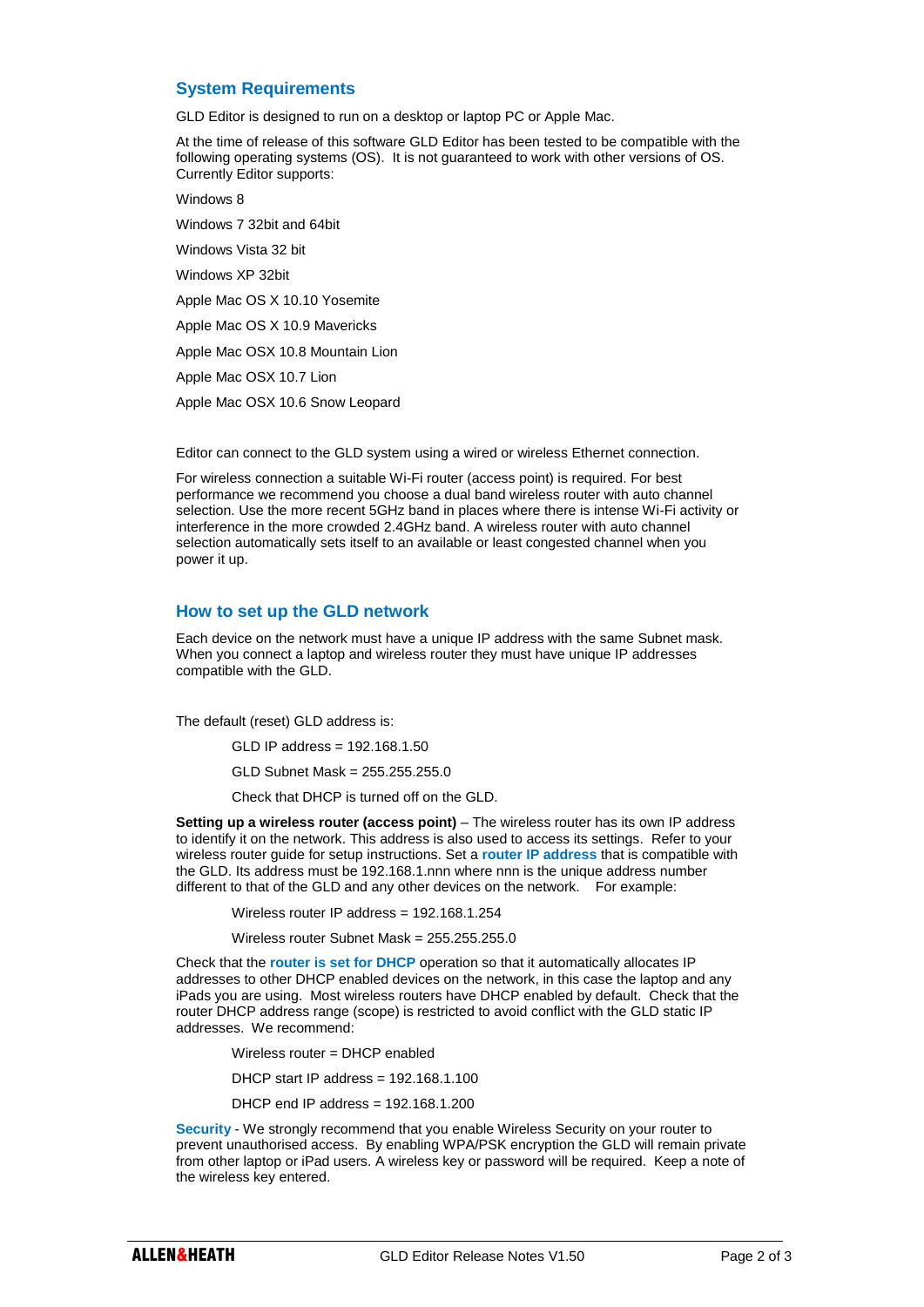## System Requirements

GLD Editor is designed to run on a desktop or laptop PC or Apple Mac.

At the time of release of this software GLD Editor has been tested to be compatible with the following operating systems (OS). It is not guaranteed to work with other versions of OS. Currently Editor supports:

Windows 8

Windows 7 32bit and 64bit

Windows Vista 32 bit

Windows XP 32bit

Apple Mac OS X 10.10 Yosemite

Apple Mac OS X 10.9 Mavericks

Apple Mac OSX 10.8 Mountain Lion

Apple Mac OSX 10.7 Lion

Apple Mac OSX 10.6 Snow Leopard

Editor can connect to the GLD system using a wired or wireless Ethernet connection.

For wireless connection a suitable Wi-Fi router (access point) is required. For best performance we recommend you choose a dual band wireless router with auto channel selection. Use the more recent 5GHz band in places where there is intense Wi-Fi activity or interference in the more crowded 2.4GHz band. A wireless router with auto channel selection automatically sets itself to an available or least congested channel when you power it up.

## How to set up the GLD network

Each device on the network must have a unique IP address with the same Subnet mask. When you connect a laptop and wireless router they must have unique IP addresses compatible with the GLD.

The default (reset) GLD address is:

GLD IP address = 192.168.1.50

GLD Subnet Mask = 255.255.255.0

Check that DHCP is turned off on the GLD.

**Setting up a wireless router (access point)** – The wireless router has its own IP address to identify it on the network. This address is also used to access its settings. Refer to your wireless router guide for setup instructions. Set a **router IP address** that is compatible with the GLD. Its address must be 192.168.1.nnn where nnn is the unique address number different to that of the GLD and any other devices on the network. For example:

Wireless router IP address = 192.168.1.254

Wireless router Subnet Mask = 255.255.255.0

Check that the **router is set for DHCP** operation so that it automatically allocates IP addresses to other DHCP enabled devices on the network, in this case the laptop and any iPads you are using. Most wireless routers have DHCP enabled by default. Check that the router DHCP address range (scope) is restricted to avoid conflict with the GLD static IP addresses. We recommend:

Wireless router = DHCP enabled

DHCP start IP address = 192.168.1.100

DHCP end IP address = 192.168.1.200

**Security** - We strongly recommend that you enable Wireless Security on your router to prevent unauthorised access. By enabling WPA/PSK encryption the GLD will remain private from other laptop or iPad users. A wireless key or password will be required. Keep a note of the wireless key entered.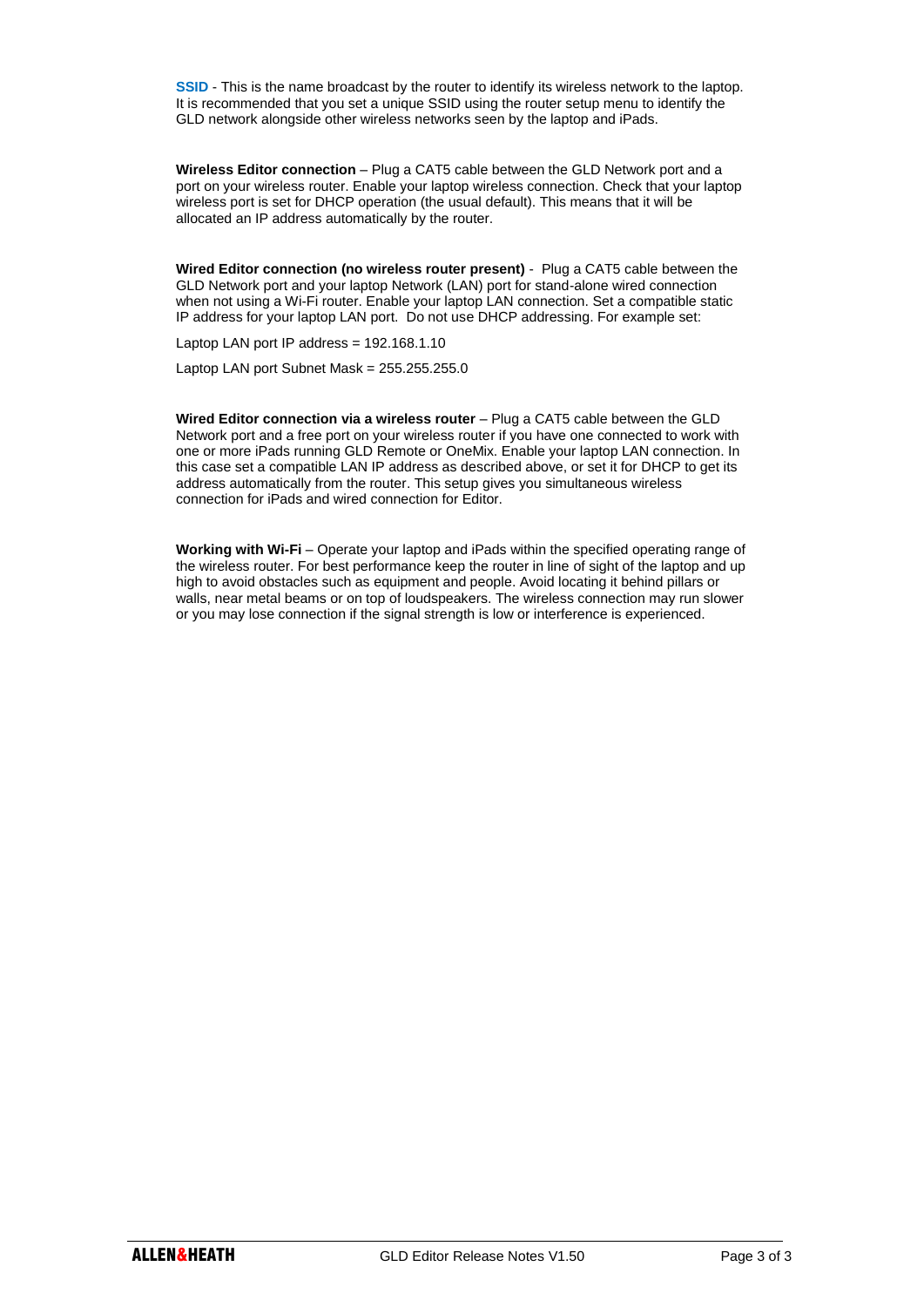**SSID** - This is the name broadcast by the router to identify its wireless network to the laptop. It is recommended that you set a unique SSID using the router setup menu to identify the GLD network alongside other wireless networks seen by the laptop and iPads.

**Wireless Editor connection** – Plug a CAT5 cable between the GLD Network port and a port on your wireless router. Enable your laptop wireless connection. Check that your laptop wireless port is set for DHCP operation (the usual default). This means that it will be allocated an IP address automatically by the router.

**Wired Editor connection (no wireless router present)** - Plug a CAT5 cable between the GLD Network port and your laptop Network (LAN) port for stand-alone wired connection when not using a Wi-Fi router. Enable your laptop LAN connection. Set a compatible static IP address for your laptop LAN port. Do not use DHCP addressing. For example set:

Laptop LAN port IP address = 192.168.1.10

Laptop LAN port Subnet Mask = 255.255.255.0

**Wired Editor connection via a wireless router** – Plug a CAT5 cable between the GLD Network port and a free port on your wireless router if you have one connected to work with one or more iPads running GLD Remote or OneMix. Enable your laptop LAN connection. In this case set a compatible LAN IP address as described above, or set it for DHCP to get its address automatically from the router. This setup gives you simultaneous wireless connection for iPads and wired connection for Editor.

**Working with Wi-Fi** – Operate your laptop and iPads within the specified operating range of the wireless router. For best performance keep the router in line of sight of the laptop and up high to avoid obstacles such as equipment and people. Avoid locating it behind pillars or walls, near metal beams or on top of loudspeakers. The wireless connection may run slower or you may lose connection if the signal strength is low or interference is experienced.